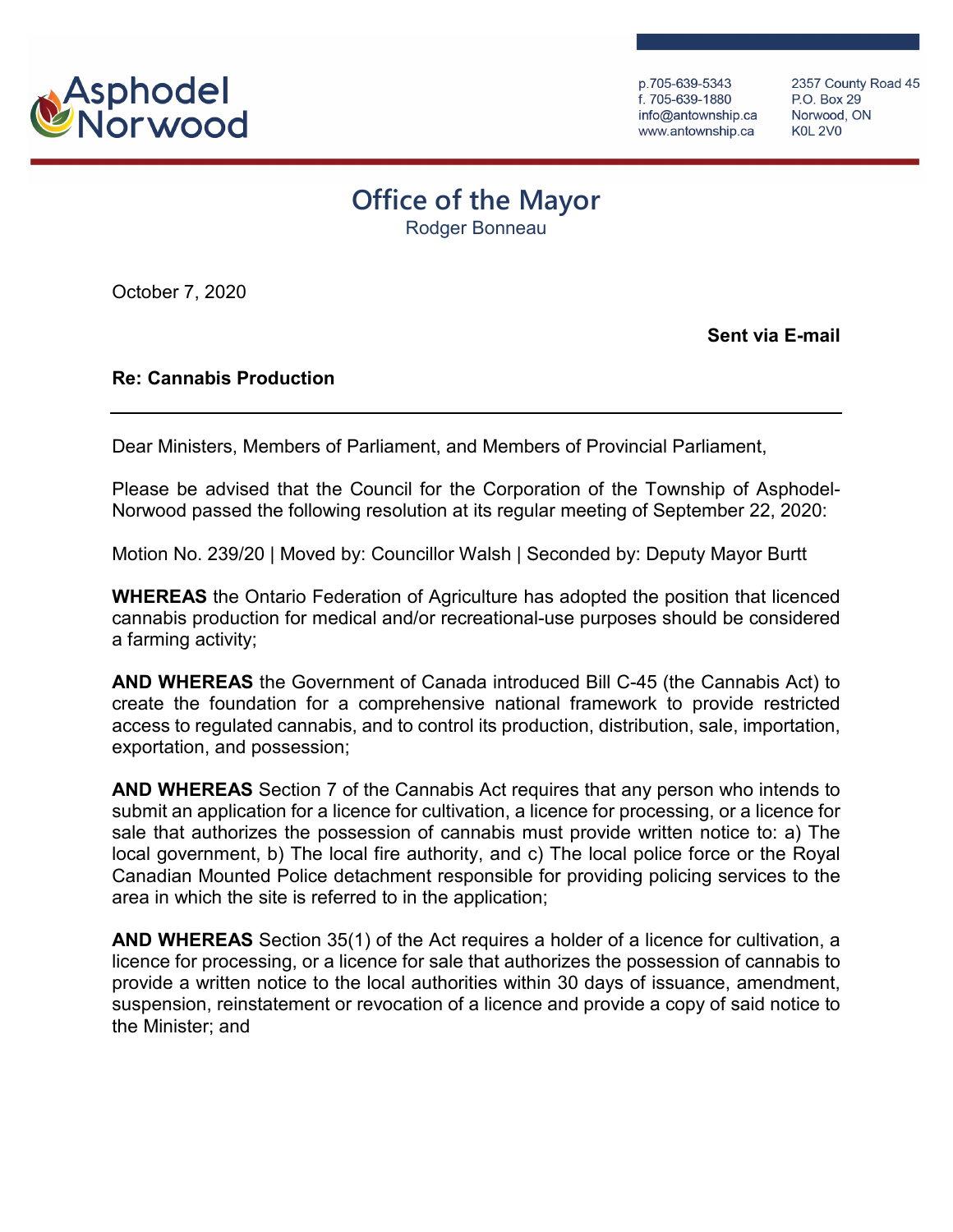Asphodel Norwood

p.705-639-5343
f. 705-639-1880
info@antownship.ca
www.antownship.ca

2357 County Road 45
P.O. Box 29
Norwood, ON
K0L 2V0

# Office of the Mayor

Rodger Bonneau

October 7, 2020

**Sent via E-mail**

**Re: Cannabis Production**

---

Dear Ministers, Members of Parliament, and Members of Provincial Parliament,

Please be advised that the Council for the Corporation of the Township of Asphodel-Norwood passed the following resolution at its regular meeting of September 22, 2020:

Motion No. 239/20 | Moved by: Councillor Walsh | Seconded by: Deputy Mayor Burtt

**WHEREAS** the Ontario Federation of Agriculture has adopted the position that licenced cannabis production for medical and/or recreational-use purposes should be considered a farming activity;

**AND WHEREAS** the Government of Canada introduced Bill C-45 (the Cannabis Act) to create the foundation for a comprehensive national framework to provide restricted access to regulated cannabis, and to control its production, distribution, sale, importation, exportation, and possession;

**AND WHEREAS** Section 7 of the Cannabis Act requires that any person who intends to submit an application for a licence for cultivation, a licence for processing, or a licence for sale that authorizes the possession of cannabis must provide written notice to: a) The local government, b) The local fire authority, and c) The local police force or the Royal Canadian Mounted Police detachment responsible for providing policing services to the area in which the site is referred to in the application;

**AND WHEREAS** Section 35(1) of the Act requires a holder of a licence for cultivation, a licence for processing, or a licence for sale that authorizes the possession of cannabis to provide a written notice to the local authorities within 30 days of issuance, amendment, suspension, reinstatement or revocation of a licence and provide a copy of said notice to the Minister; and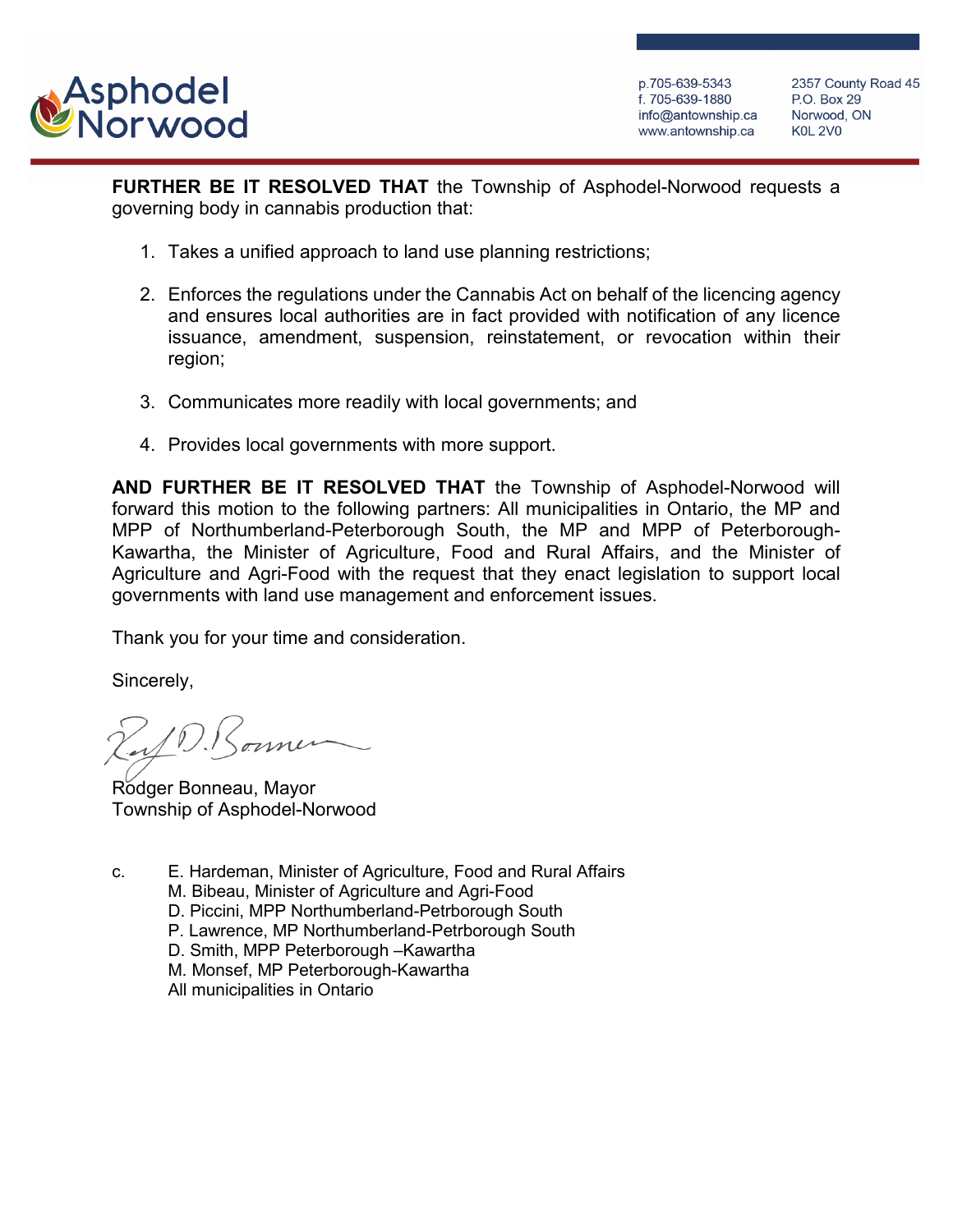**FURTHER BE IT RESOLVED THAT** the Township of Asphodel-Norwood requests a governing body in cannabis production that:

1. Takes a unified approach to land use planning restrictions;

2. Enforces the regulations under the Cannabis Act on behalf of the licencing agency and ensures local authorities are in fact provided with notification of any licence issuance, amendment, suspension, reinstatement, or revocation within their region;

3. Communicates more readily with local governments; and

4. Provides local governments with more support.

**AND FURTHER BE IT RESOLVED THAT** the Township of Asphodel-Norwood will forward this motion to the following partners: All municipalities in Ontario, the MP and MPP of Northumberland-Peterborough South, the MP and MPP of Peterborough-Kawartha, the Minister of Agriculture, Food and Rural Affairs, and the Minister of Agriculture and Agri-Food with the request that they enact legislation to support local governments with land use management and enforcement issues.

Thank you for your time and consideration.

Sincerely,

Rodger Bonneau, Mayor
Township of Asphodel-Norwood

c. E. Hardeman, Minister of Agriculture, Food and Rural Affairs
M. Bibeau, Minister of Agriculture and Agri-Food
D. Piccini, MPP Northumberland-Petrborough South
P. Lawrence, MP Northumberland-Petrborough South
D. Smith, MPP Peterborough –Kawartha
M. Monsef, MP Peterborough-Kawartha
All municipalities in Ontario